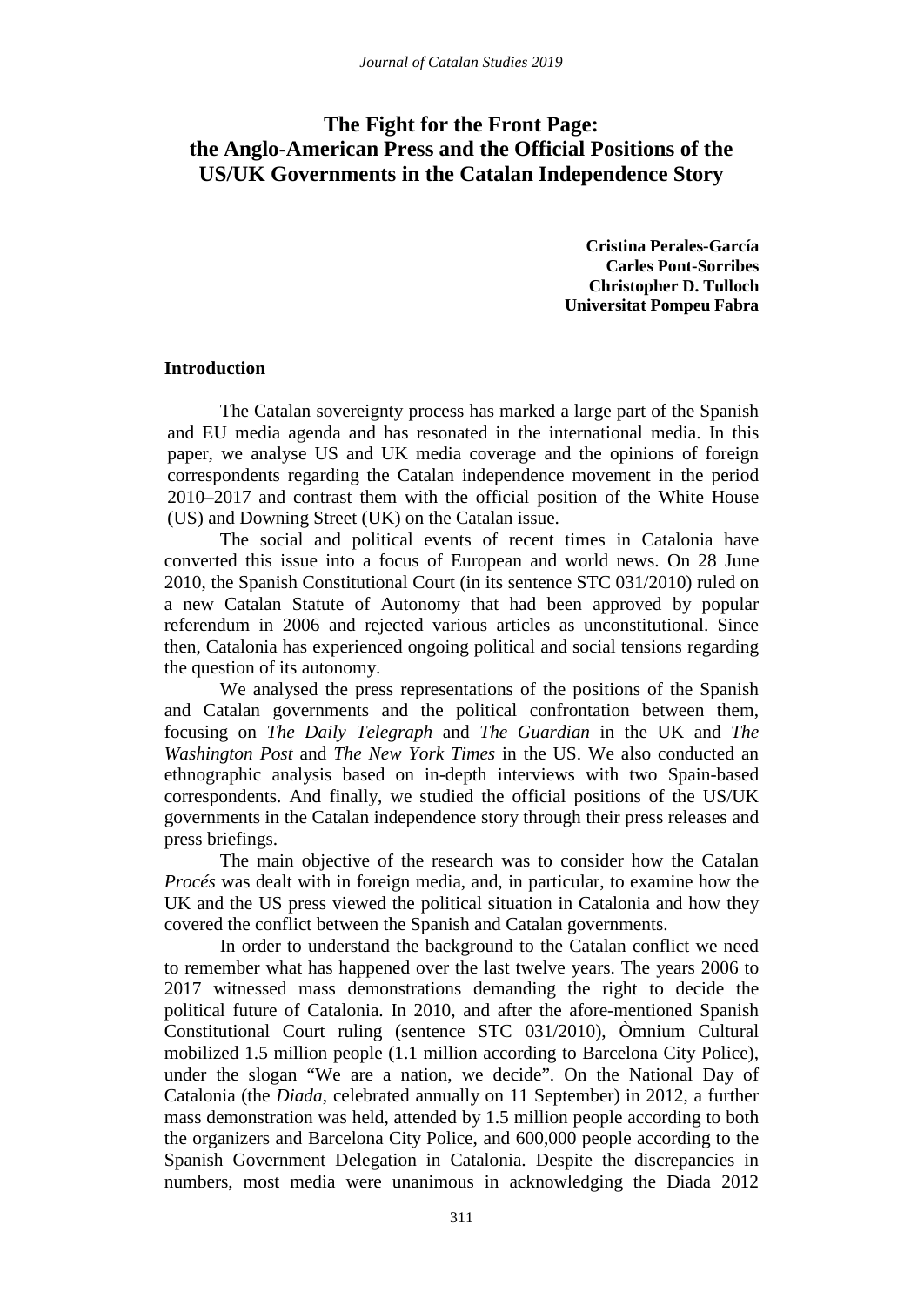# The Fight for the Front Page: the Anglo-American Press and the Official Positions of the US/UK Governments in the Catalan Independence Story

**Cristina Perales-García**
**Carles Pont-Sorribes**
**Christopher D. Tulloch**
**Universitat Pompeu Fabra**

## Introduction

The Catalan sovereignty process has marked a large part of the Spanish and EU media agenda and has resonated in the international media. In this paper, we analyse US and UK media coverage and the opinions of foreign correspondents regarding the Catalan independence movement in the period 2010–2017 and contrast them with the official position of the White House (US) and Downing Street (UK) on the Catalan issue.

The social and political events of recent times in Catalonia have converted this issue into a focus of European and world news. On 28 June 2010, the Spanish Constitutional Court (in its sentence STC 031/2010) ruled on a new Catalan Statute of Autonomy that had been approved by popular referendum in 2006 and rejected various articles as unconstitutional. Since then, Catalonia has experienced ongoing political and social tensions regarding the question of its autonomy.

We analysed the press representations of the positions of the Spanish and Catalan governments and the political confrontation between them, focusing on *The Daily Telegraph* and *The Guardian* in the UK and *The Washington Post* and *The New York Times* in the US. We also conducted an ethnographic analysis based on in-depth interviews with two Spain-based correspondents. And finally, we studied the official positions of the US/UK governments in the Catalan independence story through their press releases and press briefings.

The main objective of the research was to consider how the Catalan *Procés* was dealt with in foreign media, and, in particular, to examine how the UK and the US press viewed the political situation in Catalonia and how they covered the conflict between the Spanish and Catalan governments.

In order to understand the background to the Catalan conflict we need to remember what has happened over the last twelve years. The years 2006 to 2017 witnessed mass demonstrations demanding the right to decide the political future of Catalonia. In 2010, and after the afore-mentioned Spanish Constitutional Court ruling (sentence STC 031/2010), Òmnium Cultural mobilized 1.5 million people (1.1 million according to Barcelona City Police), under the slogan "We are a nation, we decide". On the National Day of Catalonia (the *Diada*, celebrated annually on 11 September) in 2012, a further mass demonstration was held, attended by 1.5 million people according to both the organizers and Barcelona City Police, and 600,000 people according to the Spanish Government Delegation in Catalonia. Despite the discrepancies in numbers, most media were unanimous in acknowledging the Diada 2012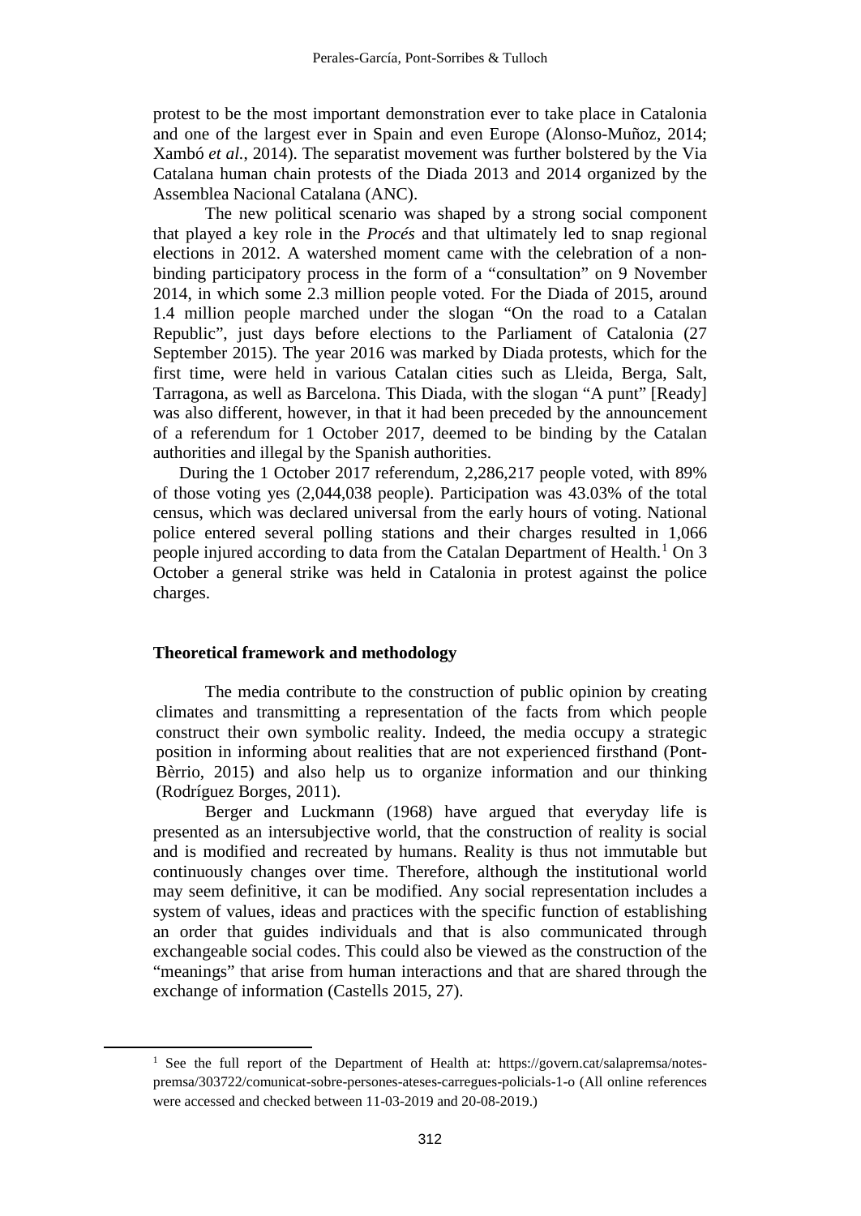protest to be the most important demonstration ever to take place in Catalonia and one of the largest ever in Spain and even Europe (Alonso-Muñoz, 2014; Xambó *et al.*, 2014). The separatist movement was further bolstered by the Via Catalana human chain protests of the Diada 2013 and 2014 organized by the Assemblea Nacional Catalana (ANC).

The new political scenario was shaped by a strong social component that played a key role in the *Procés* and that ultimately led to snap regional elections in 2012. A watershed moment came with the celebration of a non-binding participatory process in the form of a "consultation" on 9 November 2014, in which some 2.3 million people voted. For the Diada of 2015, around 1.4 million people marched under the slogan "On the road to a Catalan Republic", just days before elections to the Parliament of Catalonia (27 September 2015). The year 2016 was marked by Diada protests, which for the first time, were held in various Catalan cities such as Lleida, Berga, Salt, Tarragona, as well as Barcelona. This Diada, with the slogan "A punt" [Ready] was also different, however, in that it had been preceded by the announcement of a referendum for 1 October 2017, deemed to be binding by the Catalan authorities and illegal by the Spanish authorities.

During the 1 October 2017 referendum, 2,286,217 people voted, with 89% of those voting yes (2,044,038 people). Participation was 43.03% of the total census, which was declared universal from the early hours of voting. National police entered several polling stations and their charges resulted in 1,066 people injured according to data from the Catalan Department of Health.[1] On 3 October a general strike was held in Catalonia in protest against the police charges.

## Theoretical framework and methodology

The media contribute to the construction of public opinion by creating climates and transmitting a representation of the facts from which people construct their own symbolic reality. Indeed, the media occupy a strategic position in informing about realities that are not experienced firsthand (Pont-Bèrrio, 2015) and also help us to organize information and our thinking (Rodríguez Borges, 2011).

Berger and Luckmann (1968) have argued that everyday life is presented as an intersubjective world, that the construction of reality is social and is modified and recreated by humans. Reality is thus not immutable but continuously changes over time. Therefore, although the institutional world may seem definitive, it can be modified. Any social representation includes a system of values, ideas and practices with the specific function of establishing an order that guides individuals and that is also communicated through exchangeable social codes. This could also be viewed as the construction of the "meanings" that arise from human interactions and that are shared through the exchange of information (Castells 2015, 27).

[1] See the full report of the Department of Health at: https://govern.cat/salapremsa/notes-premsa/303722/comunicat-sobre-persones-ateses-carregues-policials-1-o (All online references were accessed and checked between 11-03-2019 and 20-08-2019.)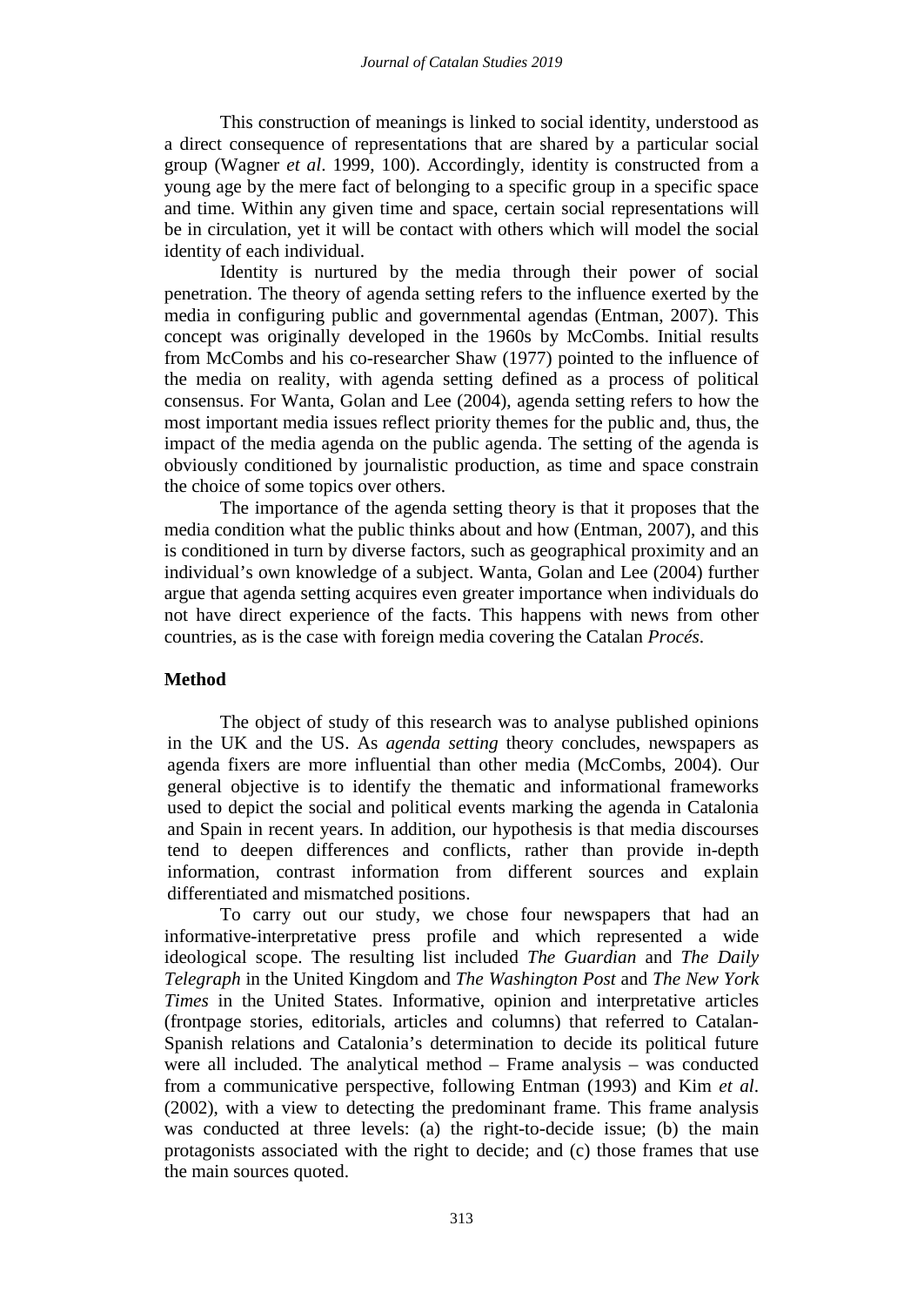This construction of meanings is linked to social identity, understood as a direct consequence of representations that are shared by a particular social group (Wagner *et al*. 1999, 100). Accordingly, identity is constructed from a young age by the mere fact of belonging to a specific group in a specific space and time. Within any given time and space, certain social representations will be in circulation, yet it will be contact with others which will model the social identity of each individual.

Identity is nurtured by the media through their power of social penetration. The theory of agenda setting refers to the influence exerted by the media in configuring public and governmental agendas (Entman, 2007). This concept was originally developed in the 1960s by McCombs. Initial results from McCombs and his co-researcher Shaw (1977) pointed to the influence of the media on reality, with agenda setting defined as a process of political consensus. For Wanta, Golan and Lee (2004), agenda setting refers to how the most important media issues reflect priority themes for the public and, thus, the impact of the media agenda on the public agenda. The setting of the agenda is obviously conditioned by journalistic production, as time and space constrain the choice of some topics over others.

The importance of the agenda setting theory is that it proposes that the media condition what the public thinks about and how (Entman, 2007), and this is conditioned in turn by diverse factors, such as geographical proximity and an individual's own knowledge of a subject. Wanta, Golan and Lee (2004) further argue that agenda setting acquires even greater importance when individuals do not have direct experience of the facts. This happens with news from other countries, as is the case with foreign media covering the Catalan *Procés*.

## Method

The object of study of this research was to analyse published opinions in the UK and the US. As *agenda setting* theory concludes, newspapers as agenda fixers are more influential than other media (McCombs, 2004). Our general objective is to identify the thematic and informational frameworks used to depict the social and political events marking the agenda in Catalonia and Spain in recent years. In addition, our hypothesis is that media discourses tend to deepen differences and conflicts, rather than provide in-depth information, contrast information from different sources and explain differentiated and mismatched positions.

To carry out our study, we chose four newspapers that had an informative-interpretative press profile and which represented a wide ideological scope. The resulting list included *The Guardian* and *The Daily Telegraph* in the United Kingdom and *The Washington Post* and *The New York Times* in the United States. Informative, opinion and interpretative articles (frontpage stories, editorials, articles and columns) that referred to Catalan-Spanish relations and Catalonia's determination to decide its political future were all included. The analytical method – Frame analysis – was conducted from a communicative perspective, following Entman (1993) and Kim *et al*. (2002), with a view to detecting the predominant frame. This frame analysis was conducted at three levels: (a) the right-to-decide issue; (b) the main protagonists associated with the right to decide; and (c) those frames that use the main sources quoted.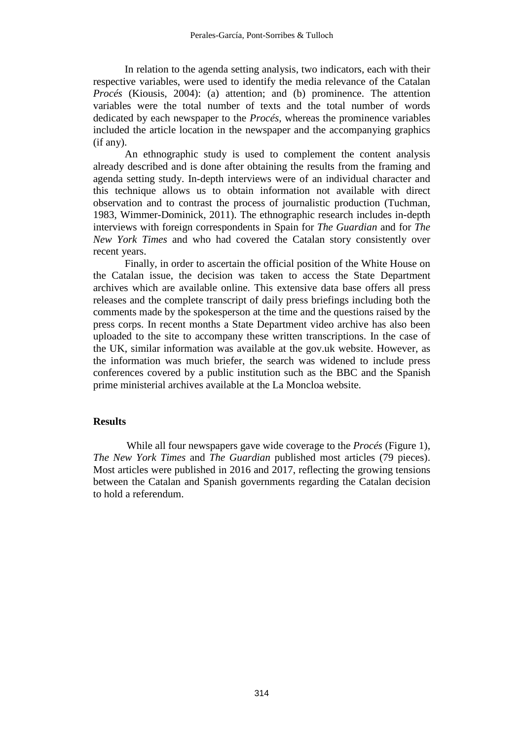In relation to the agenda setting analysis, two indicators, each with their respective variables, were used to identify the media relevance of the Catalan *Procés* (Kiousis, 2004): (a) attention; and (b) prominence. The attention variables were the total number of texts and the total number of words dedicated by each newspaper to the *Procés*, whereas the prominence variables included the article location in the newspaper and the accompanying graphics (if any).

An ethnographic study is used to complement the content analysis already described and is done after obtaining the results from the framing and agenda setting study. In-depth interviews were of an individual character and this technique allows us to obtain information not available with direct observation and to contrast the process of journalistic production (Tuchman, 1983, Wimmer-Dominick, 2011). The ethnographic research includes in-depth interviews with foreign correspondents in Spain for *The Guardian* and for *The New York Times* and who had covered the Catalan story consistently over recent years.

Finally, in order to ascertain the official position of the White House on the Catalan issue, the decision was taken to access the State Department archives which are available online. This extensive data base offers all press releases and the complete transcript of daily press briefings including both the comments made by the spokesperson at the time and the questions raised by the press corps. In recent months a State Department video archive has also been uploaded to the site to accompany these written transcriptions. In the case of the UK, similar information was available at the gov.uk website. However, as the information was much briefer, the search was widened to include press conferences covered by a public institution such as the BBC and the Spanish prime ministerial archives available at the La Moncloa website.

## Results

While all four newspapers gave wide coverage to the *Procés* (Figure 1), *The New York Times* and *The Guardian* published most articles (79 pieces). Most articles were published in 2016 and 2017, reflecting the growing tensions between the Catalan and Spanish governments regarding the Catalan decision to hold a referendum.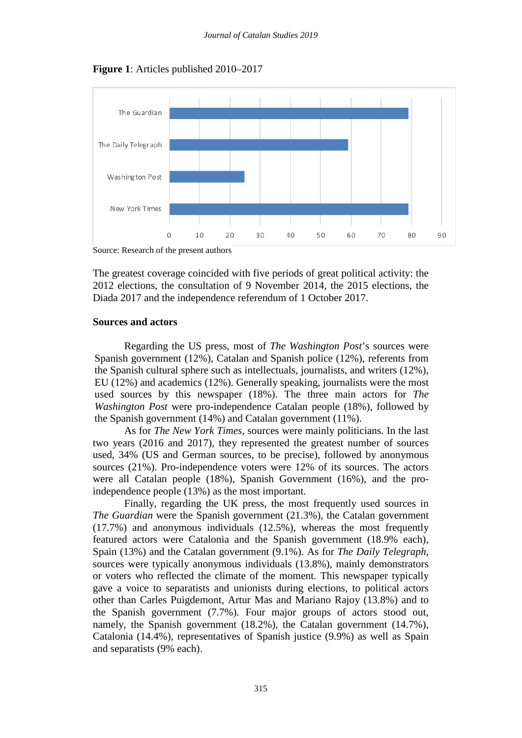**Figure 1**: Articles published 2010–2017

| Newspaper | Articles |
|---|---|
| The Guardian | 79 |
| The Daily Telegraph | 59 |
| Washington Post | 25 |
| New York Times | 79 |

Source: Research of the present authors

The greatest coverage coincided with five periods of great political activity: the 2012 elections, the consultation of 9 November 2014, the 2015 elections, the Diada 2017 and the independence referendum of 1 October 2017.

### Sources and actors

Regarding the US press, most of *The Washington Post*'s sources were Spanish government (12%), Catalan and Spanish police (12%), referents from the Spanish cultural sphere such as intellectuals, journalists, and writers (12%), EU (12%) and academics (12%). Generally speaking, journalists were the most used sources by this newspaper (18%). The three main actors for *The Washington Post* were pro-independence Catalan people (18%), followed by the Spanish government (14%) and Catalan government (11%).

As for *The New York Times*, sources were mainly politicians. In the last two years (2016 and 2017), they represented the greatest number of sources used, 34% (US and German sources, to be precise), followed by anonymous sources (21%). Pro-independence voters were 12% of its sources. The actors were all Catalan people (18%), Spanish Government (16%), and the pro-independence people (13%) as the most important.

Finally, regarding the UK press, the most frequently used sources in *The Guardian* were the Spanish government (21.3%), the Catalan government (17.7%) and anonymous individuals (12.5%), whereas the most frequently featured actors were Catalonia and the Spanish government (18.9% each), Spain (13%) and the Catalan government (9.1%). As for *The Daily Telegraph*, sources were typically anonymous individuals (13.8%), mainly demonstrators or voters who reflected the climate of the moment. This newspaper typically gave a voice to separatists and unionists during elections, to political actors other than Carles Puigdemont, Artur Mas and Mariano Rajoy (13.8%) and to the Spanish government (7.7%). Four major groups of actors stood out, namely, the Spanish government (18.2%), the Catalan government (14.7%), Catalonia (14.4%), representatives of Spanish justice (9.9%) as well as Spain and separatists (9% each).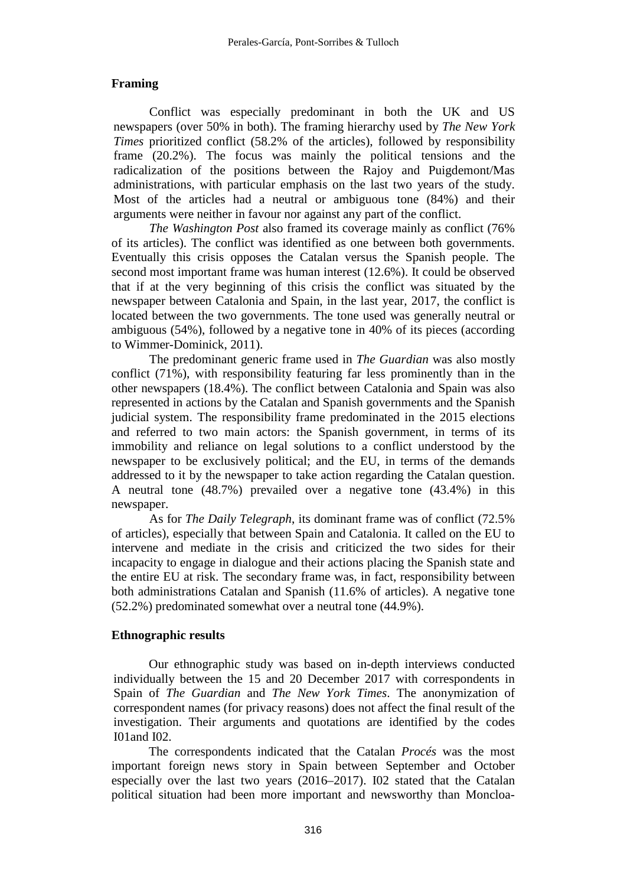## Framing

Conflict was especially predominant in both the UK and US newspapers (over 50% in both). The framing hierarchy used by *The New York Times* prioritized conflict (58.2% of the articles), followed by responsibility frame (20.2%). The focus was mainly the political tensions and the radicalization of the positions between the Rajoy and Puigdemont/Mas administrations, with particular emphasis on the last two years of the study. Most of the articles had a neutral or ambiguous tone (84%) and their arguments were neither in favour nor against any part of the conflict.

*The Washington Post* also framed its coverage mainly as conflict (76% of its articles). The conflict was identified as one between both governments. Eventually this crisis opposes the Catalan versus the Spanish people. The second most important frame was human interest (12.6%). It could be observed that if at the very beginning of this crisis the conflict was situated by the newspaper between Catalonia and Spain, in the last year, 2017, the conflict is located between the two governments. The tone used was generally neutral or ambiguous (54%), followed by a negative tone in 40% of its pieces (according to Wimmer-Dominick, 2011).

The predominant generic frame used in *The Guardian* was also mostly conflict (71%), with responsibility featuring far less prominently than in the other newspapers (18.4%). The conflict between Catalonia and Spain was also represented in actions by the Catalan and Spanish governments and the Spanish judicial system. The responsibility frame predominated in the 2015 elections and referred to two main actors: the Spanish government, in terms of its immobility and reliance on legal solutions to a conflict understood by the newspaper to be exclusively political; and the EU, in terms of the demands addressed to it by the newspaper to take action regarding the Catalan question. A neutral tone (48.7%) prevailed over a negative tone (43.4%) in this newspaper.

As for *The Daily Telegraph*, its dominant frame was of conflict (72.5% of articles), especially that between Spain and Catalonia. It called on the EU to intervene and mediate in the crisis and criticized the two sides for their incapacity to engage in dialogue and their actions placing the Spanish state and the entire EU at risk. The secondary frame was, in fact, responsibility between both administrations Catalan and Spanish (11.6% of articles). A negative tone (52.2%) predominated somewhat over a neutral tone (44.9%).

## Ethnographic results

Our ethnographic study was based on in-depth interviews conducted individually between the 15 and 20 December 2017 with correspondents in Spain of *The Guardian* and *The New York Times*. The anonymization of correspondent names (for privacy reasons) does not affect the final result of the investigation. Their arguments and quotations are identified by the codes I01and I02.

The correspondents indicated that the Catalan *Procés* was the most important foreign news story in Spain between September and October especially over the last two years (2016–2017). I02 stated that the Catalan political situation had been more important and newsworthy than Moncloa-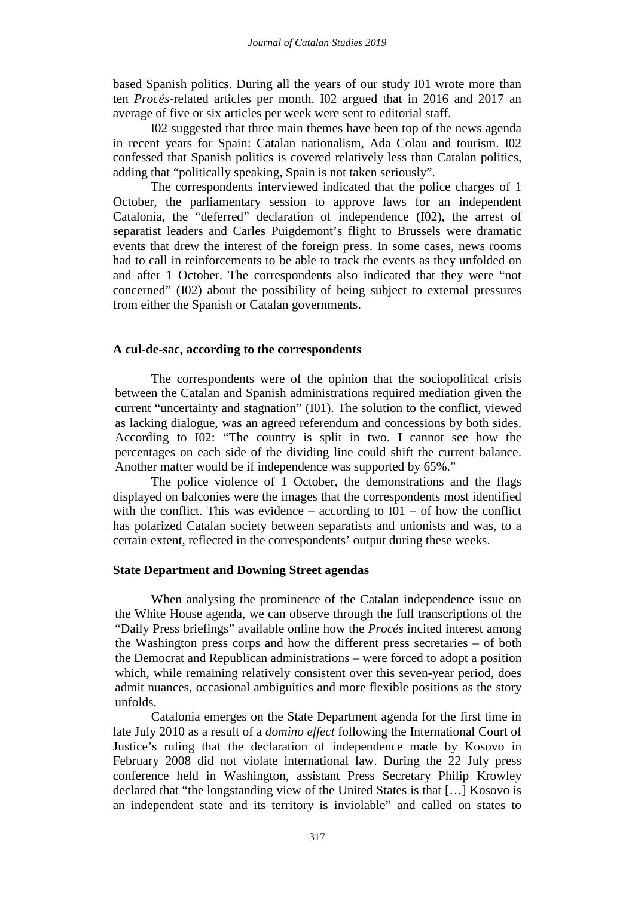based Spanish politics. During all the years of our study I01 wrote more than ten *Procés*-related articles per month. I02 argued that in 2016 and 2017 an average of five or six articles per week were sent to editorial staff.

I02 suggested that three main themes have been top of the news agenda in recent years for Spain: Catalan nationalism, Ada Colau and tourism. I02 confessed that Spanish politics is covered relatively less than Catalan politics, adding that "politically speaking, Spain is not taken seriously".

The correspondents interviewed indicated that the police charges of 1 October, the parliamentary session to approve laws for an independent Catalonia, the "deferred" declaration of independence (I02), the arrest of separatist leaders and Carles Puigdemont's flight to Brussels were dramatic events that drew the interest of the foreign press. In some cases, news rooms had to call in reinforcements to be able to track the events as they unfolded on and after 1 October. The correspondents also indicated that they were "not concerned" (I02) about the possibility of being subject to external pressures from either the Spanish or Catalan governments.

### A cul-de-sac, according to the correspondents

The correspondents were of the opinion that the sociopolitical crisis between the Catalan and Spanish administrations required mediation given the current "uncertainty and stagnation" (I01). The solution to the conflict, viewed as lacking dialogue, was an agreed referendum and concessions by both sides. According to I02: "The country is split in two. I cannot see how the percentages on each side of the dividing line could shift the current balance. Another matter would be if independence was supported by 65%."

The police violence of 1 October, the demonstrations and the flags displayed on balconies were the images that the correspondents most identified with the conflict. This was evidence – according to I01 – of how the conflict has polarized Catalan society between separatists and unionists and was, to a certain extent, reflected in the correspondents' output during these weeks.

### State Department and Downing Street agendas

When analysing the prominence of the Catalan independence issue on the White House agenda, we can observe through the full transcriptions of the "Daily Press briefings" available online how the *Procés* incited interest among the Washington press corps and how the different press secretaries – of both the Democrat and Republican administrations – were forced to adopt a position which, while remaining relatively consistent over this seven-year period, does admit nuances, occasional ambiguities and more flexible positions as the story unfolds.

Catalonia emerges on the State Department agenda for the first time in late July 2010 as a result of a *domino effect* following the International Court of Justice's ruling that the declaration of independence made by Kosovo in February 2008 did not violate international law. During the 22 July press conference held in Washington, assistant Press Secretary Philip Krowley declared that "the longstanding view of the United States is that […] Kosovo is an independent state and its territory is inviolable" and called on states to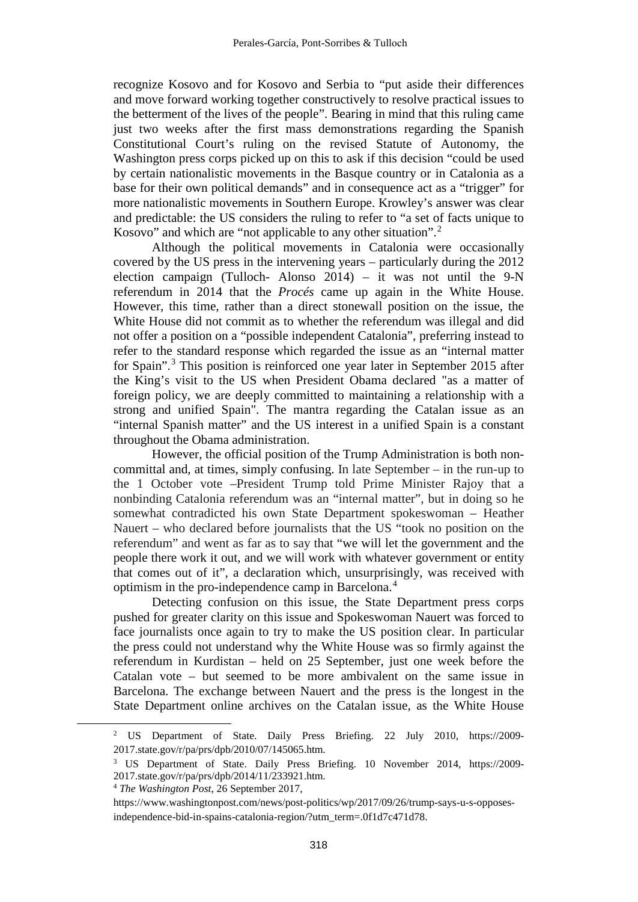recognize Kosovo and for Kosovo and Serbia to "put aside their differences and move forward working together constructively to resolve practical issues to the betterment of the lives of the people". Bearing in mind that this ruling came just two weeks after the first mass demonstrations regarding the Spanish Constitutional Court's ruling on the revised Statute of Autonomy, the Washington press corps picked up on this to ask if this decision "could be used by certain nationalistic movements in the Basque country or in Catalonia as a base for their own political demands" and in consequence act as a "trigger" for more nationalistic movements in Southern Europe. Krowley's answer was clear and predictable: the US considers the ruling to refer to "a set of facts unique to Kosovo" and which are "not applicable to any other situation".[2]

Although the political movements in Catalonia were occasionally covered by the US press in the intervening years – particularly during the 2012 election campaign (Tulloch- Alonso 2014) – it was not until the 9-N referendum in 2014 that the *Procés* came up again in the White House. However, this time, rather than a direct stonewall position on the issue, the White House did not commit as to whether the referendum was illegal and did not offer a position on a "possible independent Catalonia", preferring instead to refer to the standard response which regarded the issue as an "internal matter for Spain".[3] This position is reinforced one year later in September 2015 after the King's visit to the US when President Obama declared "as a matter of foreign policy, we are deeply committed to maintaining a relationship with a strong and unified Spain". The mantra regarding the Catalan issue as an "internal Spanish matter" and the US interest in a unified Spain is a constant throughout the Obama administration.

However, the official position of the Trump Administration is both non-committal and, at times, simply confusing. In late September – in the run-up to the 1 October vote –President Trump told Prime Minister Rajoy that a nonbinding Catalonia referendum was an "internal matter", but in doing so he somewhat contradicted his own State Department spokeswoman – Heather Nauert – who declared before journalists that the US "took no position on the referendum" and went as far as to say that "we will let the government and the people there work it out, and we will work with whatever government or entity that comes out of it", a declaration which, unsurprisingly, was received with optimism in the pro-independence camp in Barcelona.[4]

Detecting confusion on this issue, the State Department press corps pushed for greater clarity on this issue and Spokeswoman Nauert was forced to face journalists once again to try to make the US position clear. In particular the press could not understand why the White House was so firmly against the referendum in Kurdistan – held on 25 September, just one week before the Catalan vote – but seemed to be more ambivalent on the same issue in Barcelona. The exchange between Nauert and the press is the longest in the State Department online archives on the Catalan issue, as the White House

---

[2] US Department of State. Daily Press Briefing. 22 July 2010, https://2009-2017.state.gov/r/pa/prs/dpb/2010/07/145065.htm.

[3] US Department of State. Daily Press Briefing. 10 November 2014, https://2009-2017.state.gov/r/pa/prs/dpb/2014/11/233921.htm.

[4] *The Washington Post*, 26 September 2017, https://www.washingtonpost.com/news/post-politics/wp/2017/09/26/trump-says-u-s-opposes-independence-bid-in-spains-catalonia-region/?utm_term=.0f1d7c471d78.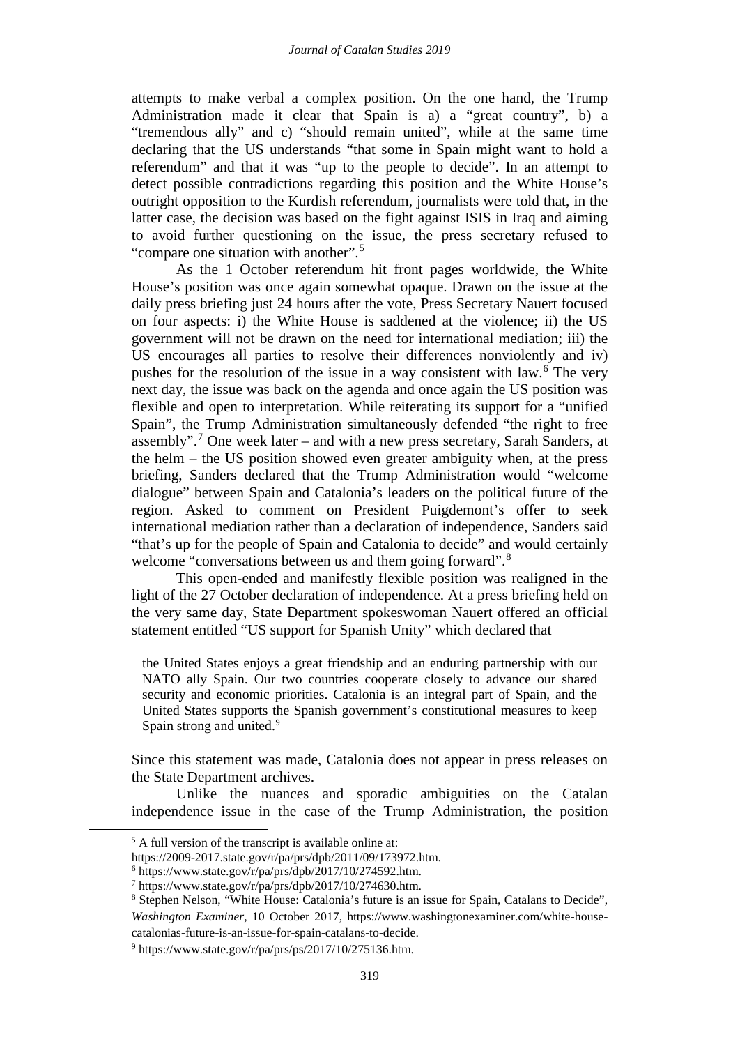attempts to make verbal a complex position. On the one hand, the Trump Administration made it clear that Spain is a) a "great country", b) a "tremendous ally" and c) "should remain united", while at the same time declaring that the US understands "that some in Spain might want to hold a referendum" and that it was "up to the people to decide". In an attempt to detect possible contradictions regarding this position and the White House's outright opposition to the Kurdish referendum, journalists were told that, in the latter case, the decision was based on the fight against ISIS in Iraq and aiming to avoid further questioning on the issue, the press secretary refused to "compare one situation with another".[5]

As the 1 October referendum hit front pages worldwide, the White House's position was once again somewhat opaque. Drawn on the issue at the daily press briefing just 24 hours after the vote, Press Secretary Nauert focused on four aspects: i) the White House is saddened at the violence; ii) the US government will not be drawn on the need for international mediation; iii) the US encourages all parties to resolve their differences nonviolently and iv) pushes for the resolution of the issue in a way consistent with law.[6] The very next day, the issue was back on the agenda and once again the US position was flexible and open to interpretation. While reiterating its support for a "unified Spain", the Trump Administration simultaneously defended "the right to free assembly".[7] One week later – and with a new press secretary, Sarah Sanders, at the helm – the US position showed even greater ambiguity when, at the press briefing, Sanders declared that the Trump Administration would "welcome dialogue" between Spain and Catalonia's leaders on the political future of the region. Asked to comment on President Puigdemont's offer to seek international mediation rather than a declaration of independence, Sanders said "that's up for the people of Spain and Catalonia to decide" and would certainly welcome "conversations between us and them going forward".[8]

This open-ended and manifestly flexible position was realigned in the light of the 27 October declaration of independence. At a press briefing held on the very same day, State Department spokeswoman Nauert offered an official statement entitled "US support for Spanish Unity" which declared that

> the United States enjoys a great friendship and an enduring partnership with our NATO ally Spain. Our two countries cooperate closely to advance our shared security and economic priorities. Catalonia is an integral part of Spain, and the United States supports the Spanish government's constitutional measures to keep Spain strong and united.[9]

Since this statement was made, Catalonia does not appear in press releases on the State Department archives.

Unlike the nuances and sporadic ambiguities on the Catalan independence issue in the case of the Trump Administration, the position

---

[5] A full version of the transcript is available online at: https://2009-2017.state.gov/r/pa/prs/dpb/2011/09/173972.htm.

[6] https://www.state.gov/r/pa/prs/dpb/2017/10/274592.htm.

[7] https://www.state.gov/r/pa/prs/dpb/2017/10/274630.htm.

[8] Stephen Nelson, "White House: Catalonia's future is an issue for Spain, Catalans to Decide", *Washington Examiner*, 10 October 2017, https://www.washingtonexaminer.com/white-house-catalonias-future-is-an-issue-for-spain-catalans-to-decide.

[9] https://www.state.gov/r/pa/prs/ps/2017/10/275136.htm.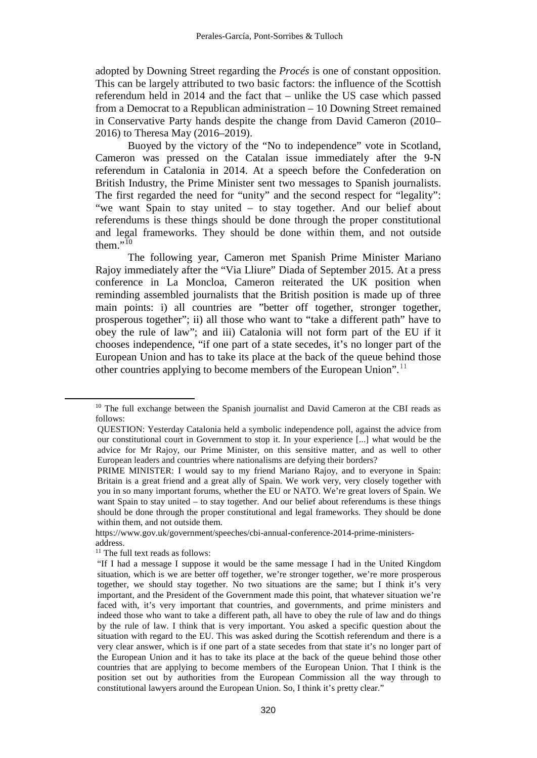adopted by Downing Street regarding the *Procés* is one of constant opposition. This can be largely attributed to two basic factors: the influence of the Scottish referendum held in 2014 and the fact that – unlike the US case which passed from a Democrat to a Republican administration – 10 Downing Street remained in Conservative Party hands despite the change from David Cameron (2010–2016) to Theresa May (2016–2019).

Buoyed by the victory of the "No to independence" vote in Scotland, Cameron was pressed on the Catalan issue immediately after the 9-N referendum in Catalonia in 2014. At a speech before the Confederation on British Industry, the Prime Minister sent two messages to Spanish journalists. The first regarded the need for "unity" and the second respect for "legality": "we want Spain to stay united – to stay together. And our belief about referendums is these things should be done through the proper constitutional and legal frameworks. They should be done within them, and not outside them."[10]

The following year, Cameron met Spanish Prime Minister Mariano Rajoy immediately after the "Via Lliure" Diada of September 2015. At a press conference in La Moncloa, Cameron reiterated the UK position when reminding assembled journalists that the British position is made up of three main points: i) all countries are "better off together, stronger together, prosperous together"; ii) all those who want to "take a different path" have to obey the rule of law"; and iii) Catalonia will not form part of the EU if it chooses independence, "if one part of a state secedes, it's no longer part of the European Union and has to take its place at the back of the queue behind those other countries applying to become members of the European Union".[11]

---

[10] The full exchange between the Spanish journalist and David Cameron at the CBI reads as follows:

QUESTION: Yesterday Catalonia held a symbolic independence poll, against the advice from our constitutional court in Government to stop it. In your experience [...] what would be the advice for Mr Rajoy, our Prime Minister, on this sensitive matter, and as well to other European leaders and countries where nationalisms are defying their borders?

PRIME MINISTER: I would say to my friend Mariano Rajoy, and to everyone in Spain: Britain is a great friend and a great ally of Spain. We work very, very closely together with you in so many important forums, whether the EU or NATO. We're great lovers of Spain. We want Spain to stay united – to stay together. And our belief about referendums is these things should be done through the proper constitutional and legal frameworks. They should be done within them, and not outside them.

https://www.gov.uk/government/speeches/cbi-annual-conference-2014-prime-ministers-address.

[11] The full text reads as follows:

"If I had a message I suppose it would be the same message I had in the United Kingdom situation, which is we are better off together, we're stronger together, we're more prosperous together, we should stay together. No two situations are the same; but I think it's very important, and the President of the Government made this point, that whatever situation we're faced with, it's very important that countries, and governments, and prime ministers and indeed those who want to take a different path, all have to obey the rule of law and do things by the rule of law. I think that is very important. You asked a specific question about the situation with regard to the EU. This was asked during the Scottish referendum and there is a very clear answer, which is if one part of a state secedes from that state it's no longer part of the European Union and it has to take its place at the back of the queue behind those other countries that are applying to become members of the European Union. That I think is the position set out by authorities from the European Commission all the way through to constitutional lawyers around the European Union. So, I think it's pretty clear."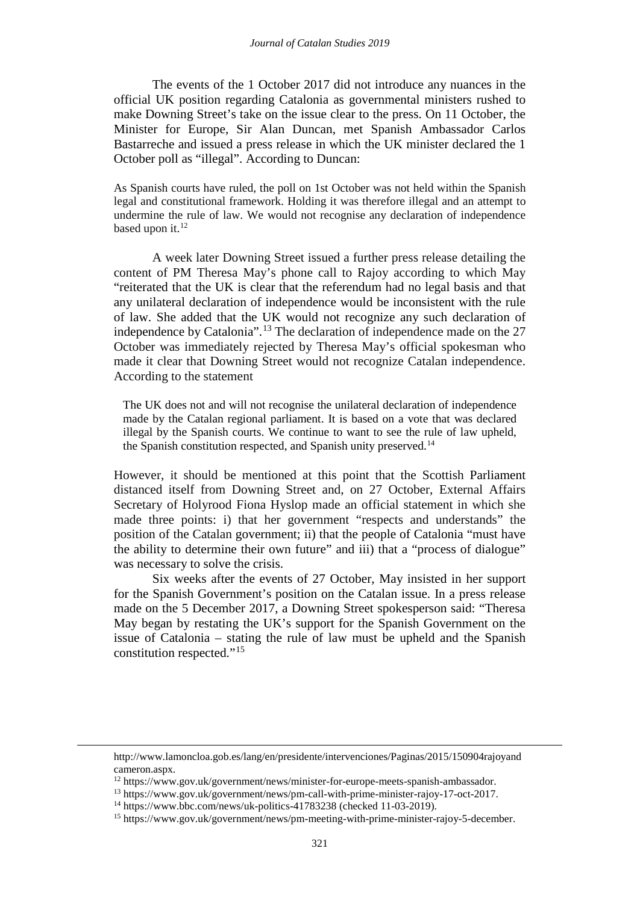The events of the 1 October 2017 did not introduce any nuances in the official UK position regarding Catalonia as governmental ministers rushed to make Downing Street's take on the issue clear to the press. On 11 October, the Minister for Europe, Sir Alan Duncan, met Spanish Ambassador Carlos Bastarreche and issued a press release in which the UK minister declared the 1 October poll as "illegal". According to Duncan:

> As Spanish courts have ruled, the poll on 1st October was not held within the Spanish legal and constitutional framework. Holding it was therefore illegal and an attempt to undermine the rule of law. We would not recognise any declaration of independence based upon it.[12]

A week later Downing Street issued a further press release detailing the content of PM Theresa May's phone call to Rajoy according to which May "reiterated that the UK is clear that the referendum had no legal basis and that any unilateral declaration of independence would be inconsistent with the rule of law. She added that the UK would not recognize any such declaration of independence by Catalonia".[13] The declaration of independence made on the 27 October was immediately rejected by Theresa May's official spokesman who made it clear that Downing Street would not recognize Catalan independence. According to the statement

> The UK does not and will not recognise the unilateral declaration of independence made by the Catalan regional parliament. It is based on a vote that was declared illegal by the Spanish courts. We continue to want to see the rule of law upheld, the Spanish constitution respected, and Spanish unity preserved.[14]

However, it should be mentioned at this point that the Scottish Parliament distanced itself from Downing Street and, on 27 October, External Affairs Secretary of Holyrood Fiona Hyslop made an official statement in which she made three points: i) that her government "respects and understands" the position of the Catalan government; ii) that the people of Catalonia "must have the ability to determine their own future" and iii) that a "process of dialogue" was necessary to solve the crisis.

Six weeks after the events of 27 October, May insisted in her support for the Spanish Government's position on the Catalan issue. In a press release made on the 5 December 2017, a Downing Street spokesperson said: "Theresa May began by restating the UK's support for the Spanish Government on the issue of Catalonia – stating the rule of law must be upheld and the Spanish constitution respected."[15]

---

http://www.lamoncloa.gob.es/lang/en/presidente/intervenciones/Paginas/2015/150904rajoyand cameron.aspx.

[12] https://www.gov.uk/government/news/minister-for-europe-meets-spanish-ambassador.

[13] https://www.gov.uk/government/news/pm-call-with-prime-minister-rajoy-17-oct-2017.

[14] https://www.bbc.com/news/uk-politics-41783238 (checked 11-03-2019).

[15] https://www.gov.uk/government/news/pm-meeting-with-prime-minister-rajoy-5-december.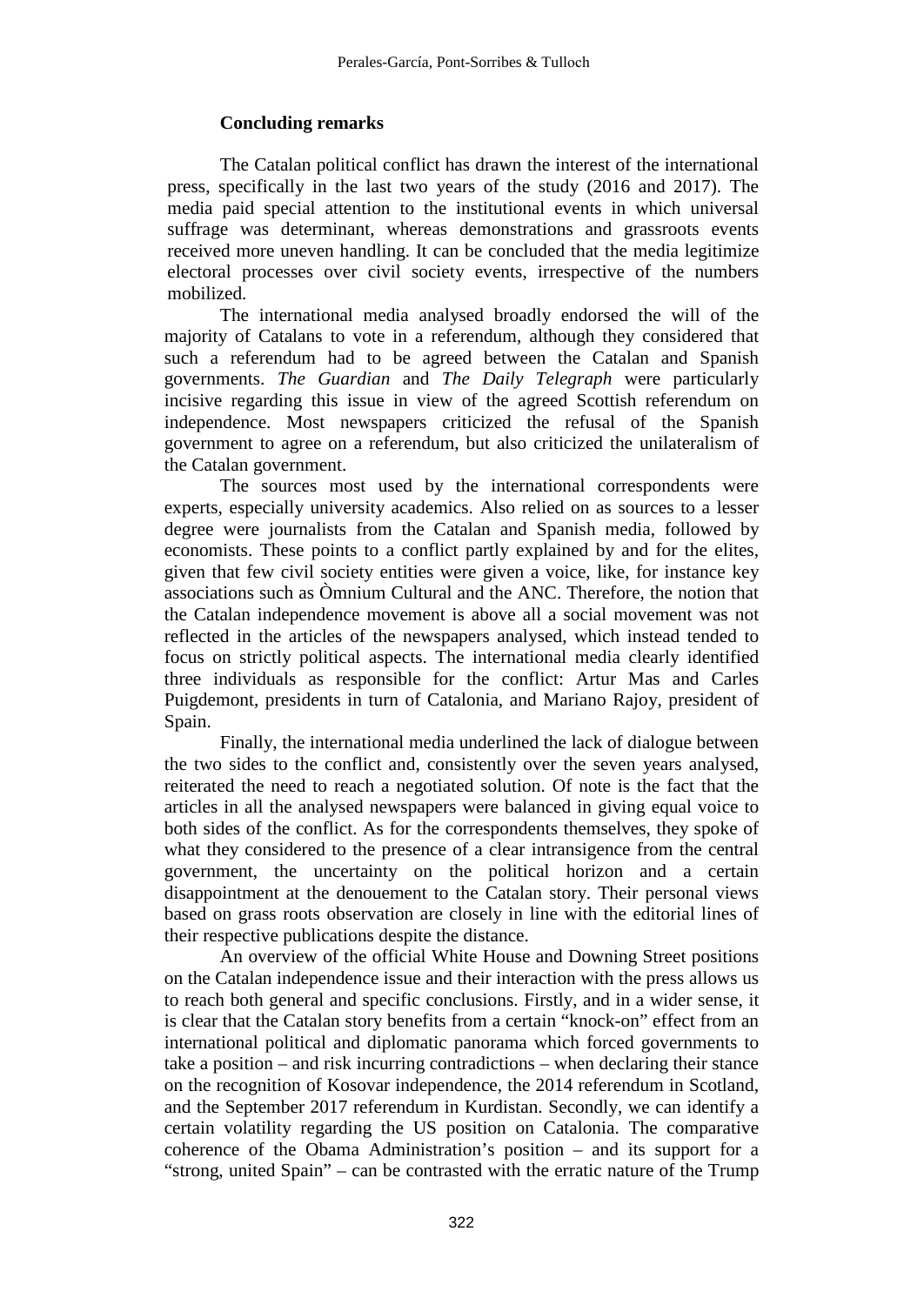## Concluding remarks

The Catalan political conflict has drawn the interest of the international press, specifically in the last two years of the study (2016 and 2017). The media paid special attention to the institutional events in which universal suffrage was determinant, whereas demonstrations and grassroots events received more uneven handling. It can be concluded that the media legitimize electoral processes over civil society events, irrespective of the numbers mobilized.

The international media analysed broadly endorsed the will of the majority of Catalans to vote in a referendum, although they considered that such a referendum had to be agreed between the Catalan and Spanish governments. *The Guardian* and *The Daily Telegraph* were particularly incisive regarding this issue in view of the agreed Scottish referendum on independence. Most newspapers criticized the refusal of the Spanish government to agree on a referendum, but also criticized the unilateralism of the Catalan government.

The sources most used by the international correspondents were experts, especially university academics. Also relied on as sources to a lesser degree were journalists from the Catalan and Spanish media, followed by economists. These points to a conflict partly explained by and for the elites, given that few civil society entities were given a voice, like, for instance key associations such as Òmnium Cultural and the ANC. Therefore, the notion that the Catalan independence movement is above all a social movement was not reflected in the articles of the newspapers analysed, which instead tended to focus on strictly political aspects. The international media clearly identified three individuals as responsible for the conflict: Artur Mas and Carles Puigdemont, presidents in turn of Catalonia, and Mariano Rajoy, president of Spain.

Finally, the international media underlined the lack of dialogue between the two sides to the conflict and, consistently over the seven years analysed, reiterated the need to reach a negotiated solution. Of note is the fact that the articles in all the analysed newspapers were balanced in giving equal voice to both sides of the conflict. As for the correspondents themselves, they spoke of what they considered to the presence of a clear intransigence from the central government, the uncertainty on the political horizon and a certain disappointment at the denouement to the Catalan story. Their personal views based on grass roots observation are closely in line with the editorial lines of their respective publications despite the distance.

An overview of the official White House and Downing Street positions on the Catalan independence issue and their interaction with the press allows us to reach both general and specific conclusions. Firstly, and in a wider sense, it is clear that the Catalan story benefits from a certain "knock-on" effect from an international political and diplomatic panorama which forced governments to take a position – and risk incurring contradictions – when declaring their stance on the recognition of Kosovar independence, the 2014 referendum in Scotland, and the September 2017 referendum in Kurdistan. Secondly, we can identify a certain volatility regarding the US position on Catalonia. The comparative coherence of the Obama Administration's position – and its support for a "strong, united Spain" – can be contrasted with the erratic nature of the Trump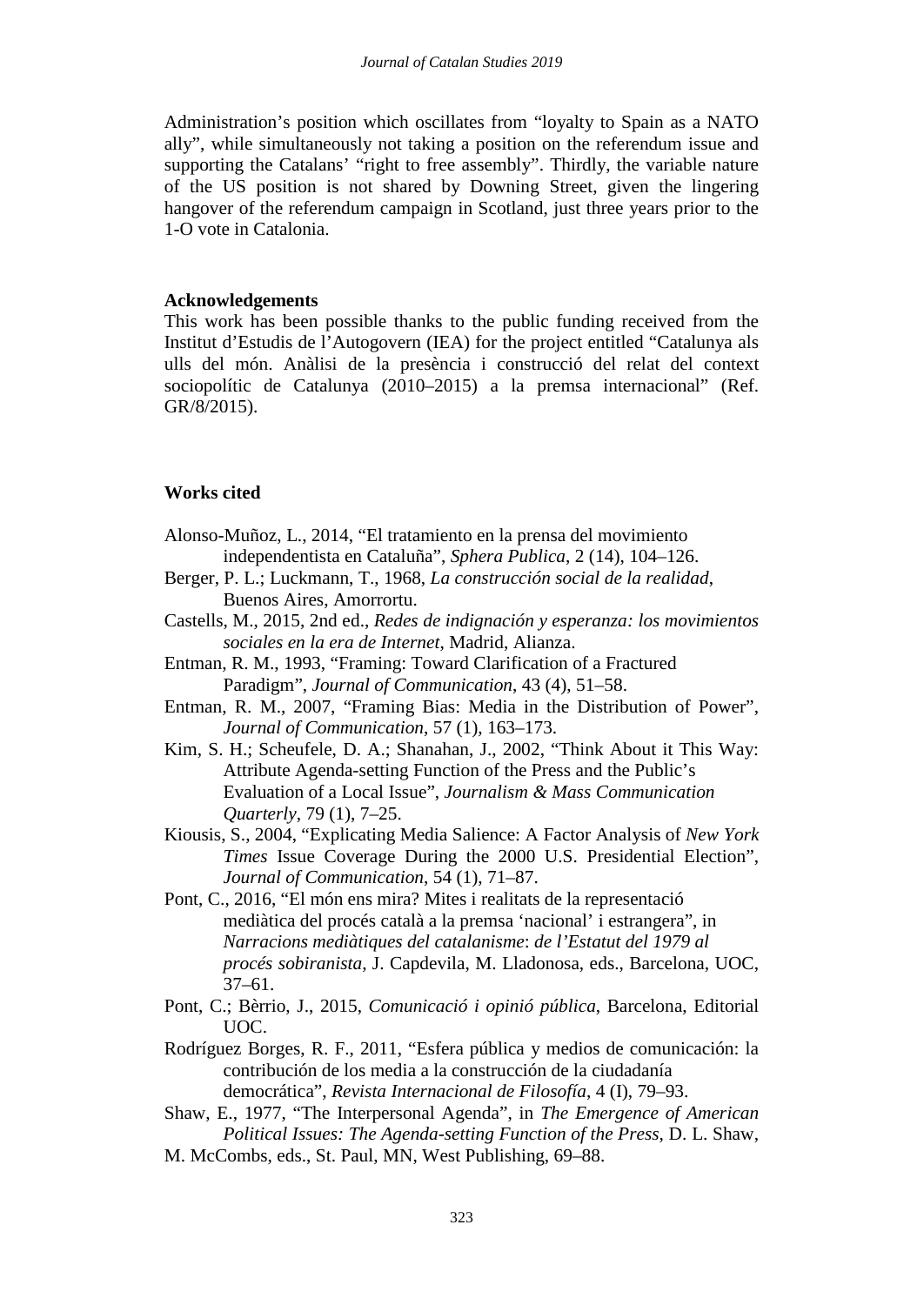Administration's position which oscillates from "loyalty to Spain as a NATO ally", while simultaneously not taking a position on the referendum issue and supporting the Catalans' "right to free assembly". Thirdly, the variable nature of the US position is not shared by Downing Street, given the lingering hangover of the referendum campaign in Scotland, just three years prior to the 1-O vote in Catalonia.

**Acknowledgements**

This work has been possible thanks to the public funding received from the Institut d'Estudis de l'Autogovern (IEA) for the project entitled "Catalunya als ulls del món. Anàlisi de la presència i construcció del relat del context sociopolític de Catalunya (2010–2015) a la premsa internacional" (Ref. GR/8/2015).

**Works cited**

Alonso-Muñoz, L., 2014, "El tratamiento en la prensa del movimiento independentista en Cataluña", *Sphera Publica*, 2 (14), 104–126.

Berger, P. L.; Luckmann, T., 1968, *La construcción social de la realidad*, Buenos Aires, Amorrortu.

Castells, M., 2015, 2nd ed., *Redes de indignación y esperanza: los movimientos sociales en la era de Internet*, Madrid, Alianza.

Entman, R. M., 1993, "Framing: Toward Clarification of a Fractured Paradigm", *Journal of Communication*, 43 (4), 51–58.

Entman, R. M., 2007, "Framing Bias: Media in the Distribution of Power", *Journal of Communication*, 57 (1), 163–173.

Kim, S. H.; Scheufele, D. A.; Shanahan, J., 2002, "Think About it This Way: Attribute Agenda-setting Function of the Press and the Public's Evaluation of a Local Issue", *Journalism & Mass Communication Quarterly*, 79 (1), 7–25.

Kiousis, S., 2004, "Explicating Media Salience: A Factor Analysis of *New York Times* Issue Coverage During the 2000 U.S. Presidential Election", *Journal of Communication*, 54 (1), 71–87.

Pont, C., 2016, "El món ens mira? Mites i realitats de la representació mediàtica del procés català a la premsa 'nacional' i estrangera", in *Narracions mediàtiques del catalanisme*: *de l'Estatut del 1979 al procés sobiranista*, J. Capdevila, M. Lladonosa, eds., Barcelona, UOC, 37–61.

Pont, C.; Bèrrio, J., 2015, *Comunicació i opinió pública*, Barcelona, Editorial UOC.

Rodríguez Borges, R. F., 2011, "Esfera pública y medios de comunicación: la contribución de los media a la construcción de la ciudadanía democrática", *Revista Internacional de Filosofía*, 4 (I), 79–93.

Shaw, E., 1977, "The Interpersonal Agenda", in *The Emergence of American Political Issues: The Agenda-setting Function of the Press*, D. L. Shaw, M. McCombs, eds., St. Paul, MN, West Publishing, 69–88.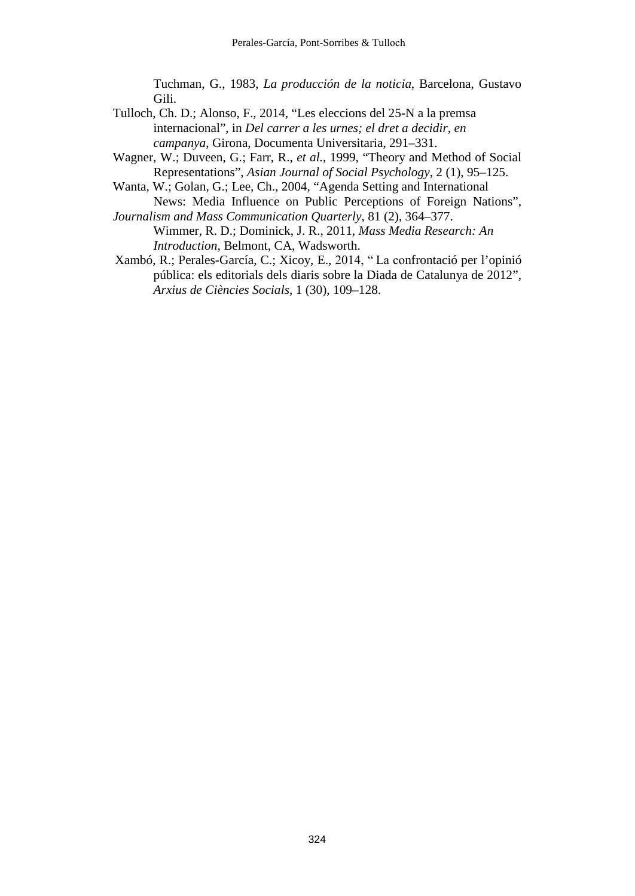Tuchman, G., 1983, *La producción de la noticia*, Barcelona, Gustavo Gili.

Tulloch, Ch. D.; Alonso, F., 2014, "Les eleccions del 25-N a la premsa internacional", in *Del carrer a les urnes; el dret a decidir, en campanya*, Girona, Documenta Universitaria, 291–331.

Wagner, W.; Duveen, G.; Farr, R., *et al.*, 1999, "Theory and Method of Social Representations", *Asian Journal of Social Psychology*, 2 (1), 95–125.

Wanta, W.; Golan, G.; Lee, Ch., 2004, "Agenda Setting and International News: Media Influence on Public Perceptions of Foreign Nations", *Journalism and Mass Communication Quarterly*, 81 (2), 364–377.

Wimmer, R. D.; Dominick, J. R., 2011, *Mass Media Research: An Introduction*, Belmont, CA, Wadsworth.

Xambó, R.; Perales-García, C.; Xicoy, E., 2014, " La confrontació per l'opinió pública: els editorials dels diaris sobre la Diada de Catalunya de 2012", *Arxius de Ciències Socials*, 1 (30), 109–128.